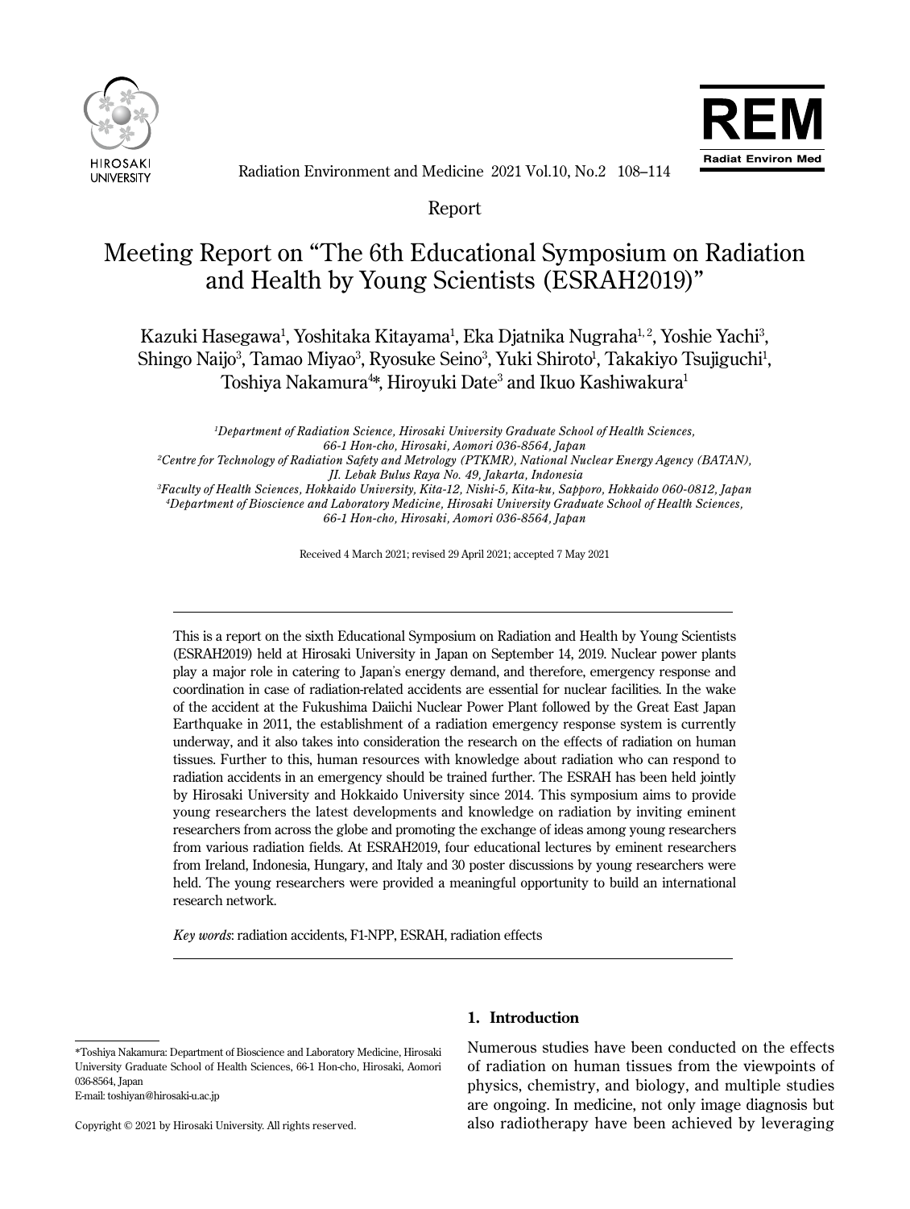Report

# Meeting Report on "The 6th Educational Symposium on Radiation and Health by Young Scientists (ESRAH2019)"

Kazuki Hasegawa[1], Yoshitaka Kitayama[1], Eka Djatnika Nugraha[1,2], Yoshie Yachi[3], Shingo Naijo[3], Tamao Miyao[3], Ryosuke Seino[3], Yuki Shiroto[1], Takakiyo Tsujiguchi[1], Toshiya Nakamura[4]*, Hiroyuki Date[3] and Ikuo Kashiwakura[1]

*[1]Department of Radiation Science, Hirosaki University Graduate School of Health Sciences, 66-1 Hon-cho, Hirosaki, Aomori 036-8564, Japan*
*[2]Centre for Technology of Radiation Safety and Metrology (PTKMR), National Nuclear Energy Agency (BATAN), Jl. Lebak Bulus Raya No. 49, Jakarta, Indonesia*
*[3]Faculty of Health Sciences, Hokkaido University, Kita-12, Nishi-5, Kita-ku, Sapporo, Hokkaido 060-0812, Japan*
*[4]Department of Bioscience and Laboratory Medicine, Hirosaki University Graduate School of Health Sciences, 66-1 Hon-cho, Hirosaki, Aomori 036-8564, Japan*

Received 4 March 2021; revised 29 April 2021; accepted 7 May 2021

---

This is a report on the sixth Educational Symposium on Radiation and Health by Young Scientists (ESRAH2019) held at Hirosaki University in Japan on September 14, 2019. Nuclear power plants play a major role in catering to Japan's energy demand, and therefore, emergency response and coordination in case of radiation-related accidents are essential for nuclear facilities. In the wake of the accident at the Fukushima Daiichi Nuclear Power Plant followed by the Great East Japan Earthquake in 2011, the establishment of a radiation emergency response system is currently underway, and it also takes into consideration the research on the effects of radiation on human tissues. Further to this, human resources with knowledge about radiation who can respond to radiation accidents in an emergency should be trained further. The ESRAH has been held jointly by Hirosaki University and Hokkaido University since 2014. This symposium aims to provide young researchers the latest developments and knowledge on radiation by inviting eminent researchers from across the globe and promoting the exchange of ideas among young researchers from various radiation fields. At ESRAH2019, four educational lectures by eminent researchers from Ireland, Indonesia, Hungary, and Italy and 30 poster discussions by young researchers were held. The young researchers were provided a meaningful opportunity to build an international research network.

*Key words*: radiation accidents, F1-NPP, ESRAH, radiation effects

---

## 1. Introduction

Numerous studies have been conducted on the effects of radiation on human tissues from the viewpoints of physics, chemistry, and biology, and multiple studies are ongoing. In medicine, not only image diagnosis but also radiotherapy have been achieved by leveraging

---

*Toshiya Nakamura: Department of Bioscience and Laboratory Medicine, Hirosaki University Graduate School of Health Sciences, 66-1 Hon-cho, Hirosaki, Aomori 036-8564, Japan
E-mail: toshiyan@hirosaki-u.ac.jp

Copyright © 2021 by Hirosaki University. All rights reserved.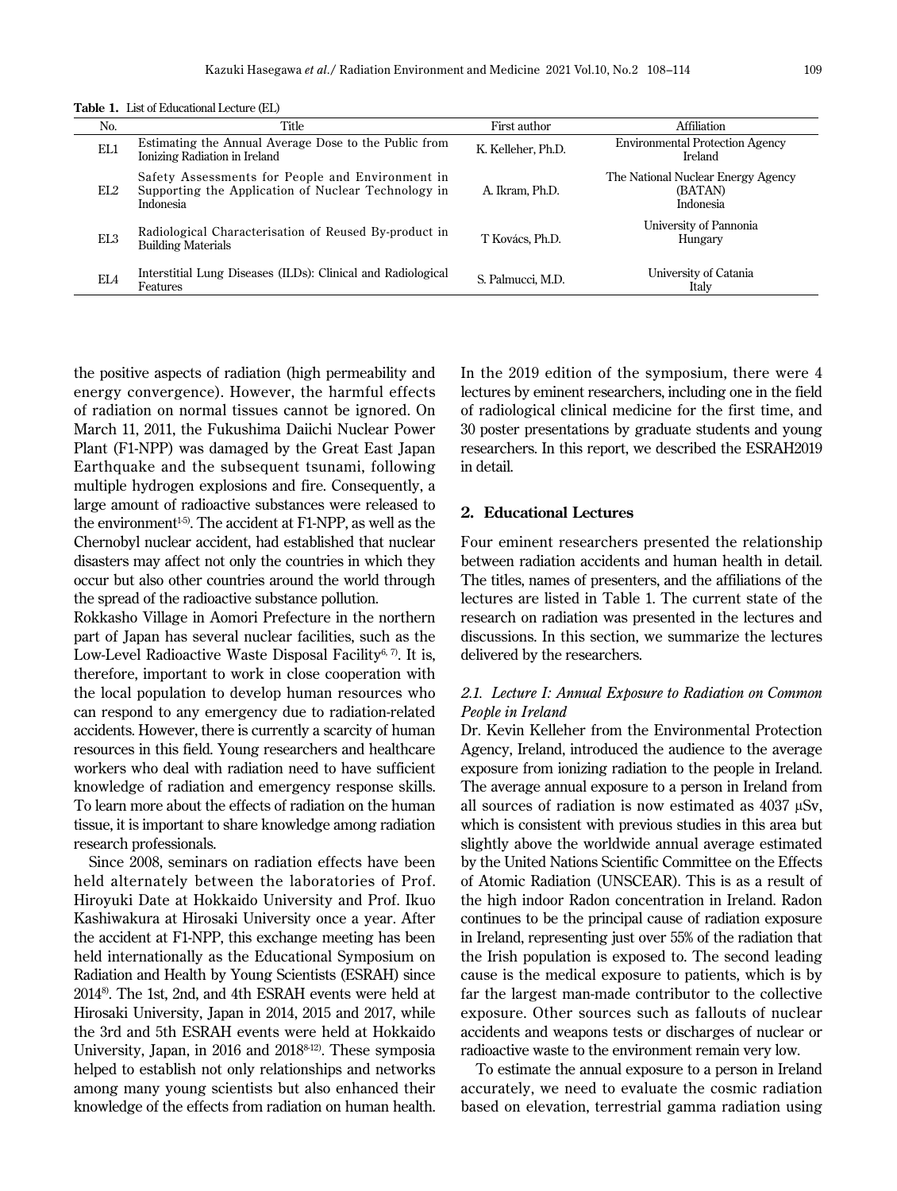**Table 1.** List of Educational Lecture (EL)

| No. | Title | First author | Affiliation |
|---|---|---|---|
| EL1 | Estimating the Annual Average Dose to the Public from Ionizing Radiation in Ireland | K. Kelleher, Ph.D. | Environmental Protection Agency Ireland |
| EL2 | Safety Assessments for People and Environment in Supporting the Application of Nuclear Technology in Indonesia | A. Ikram, Ph.D. | The National Nuclear Energy Agency (BATAN) Indonesia |
| EL3 | Radiological Characterisation of Reused By-product in Building Materials | T Kovács, Ph.D. | University of Pannonia Hungary |
| EL4 | Interstitial Lung Diseases (ILDs): Clinical and Radiological Features | S. Palmucci, M.D. | University of Catania Italy |

the positive aspects of radiation (high permeability and energy convergence). However, the harmful effects of radiation on normal tissues cannot be ignored. On March 11, 2011, the Fukushima Daiichi Nuclear Power Plant (F1-NPP) was damaged by the Great East Japan Earthquake and the subsequent tsunami, following multiple hydrogen explosions and fire. Consequently, a large amount of radioactive substances were released to the environment[1-5]. The accident at F1-NPP, as well as the Chernobyl nuclear accident, had established that nuclear disasters may affect not only the countries in which they occur but also other countries around the world through the spread of the radioactive substance pollution.

Rokkasho Village in Aomori Prefecture in the northern part of Japan has several nuclear facilities, such as the Low-Level Radioactive Waste Disposal Facility[6, 7]. It is, therefore, important to work in close cooperation with the local population to develop human resources who can respond to any emergency due to radiation-related accidents. However, there is currently a scarcity of human resources in this field. Young researchers and healthcare workers who deal with radiation need to have sufficient knowledge of radiation and emergency response skills. To learn more about the effects of radiation on the human tissue, it is important to share knowledge among radiation research professionals.

Since 2008, seminars on radiation effects have been held alternately between the laboratories of Prof. Hiroyuki Date at Hokkaido University and Prof. Ikuo Kashiwakura at Hirosaki University once a year. After the accident at F1-NPP, this exchange meeting has been held internationally as the Educational Symposium on Radiation and Health by Young Scientists (ESRAH) since 2014[8]. The 1st, 2nd, and 4th ESRAH events were held at Hirosaki University, Japan in 2014, 2015 and 2017, while the 3rd and 5th ESRAH events were held at Hokkaido University, Japan, in 2016 and 2018[8-12]. These symposia helped to establish not only relationships and networks among many young scientists but also enhanced their knowledge of the effects from radiation on human health. In the 2019 edition of the symposium, there were 4 lectures by eminent researchers, including one in the field of radiological clinical medicine for the first time, and 30 poster presentations by graduate students and young researchers. In this report, we described the ESRAH2019 in detail.

## 2. Educational Lectures

Four eminent researchers presented the relationship between radiation accidents and human health in detail. The titles, names of presenters, and the affiliations of the lectures are listed in Table 1. The current state of the research on radiation was presented in the lectures and discussions. In this section, we summarize the lectures delivered by the researchers.

### *2.1. Lecture I: Annual Exposure to Radiation on Common People in Ireland*

Dr. Kevin Kelleher from the Environmental Protection Agency, Ireland, introduced the audience to the average exposure from ionizing radiation to the people in Ireland. The average annual exposure to a person in Ireland from all sources of radiation is now estimated as 4037 μSv, which is consistent with previous studies in this area but slightly above the worldwide annual average estimated by the United Nations Scientific Committee on the Effects of Atomic Radiation (UNSCEAR). This is as a result of the high indoor Radon concentration in Ireland. Radon continues to be the principal cause of radiation exposure in Ireland, representing just over 55% of the radiation that the Irish population is exposed to. The second leading cause is the medical exposure to patients, which is by far the largest man-made contributor to the collective exposure. Other sources such as fallouts of nuclear accidents and weapons tests or discharges of nuclear or radioactive waste to the environment remain very low.

To estimate the annual exposure to a person in Ireland accurately, we need to evaluate the cosmic radiation based on elevation, terrestrial gamma radiation using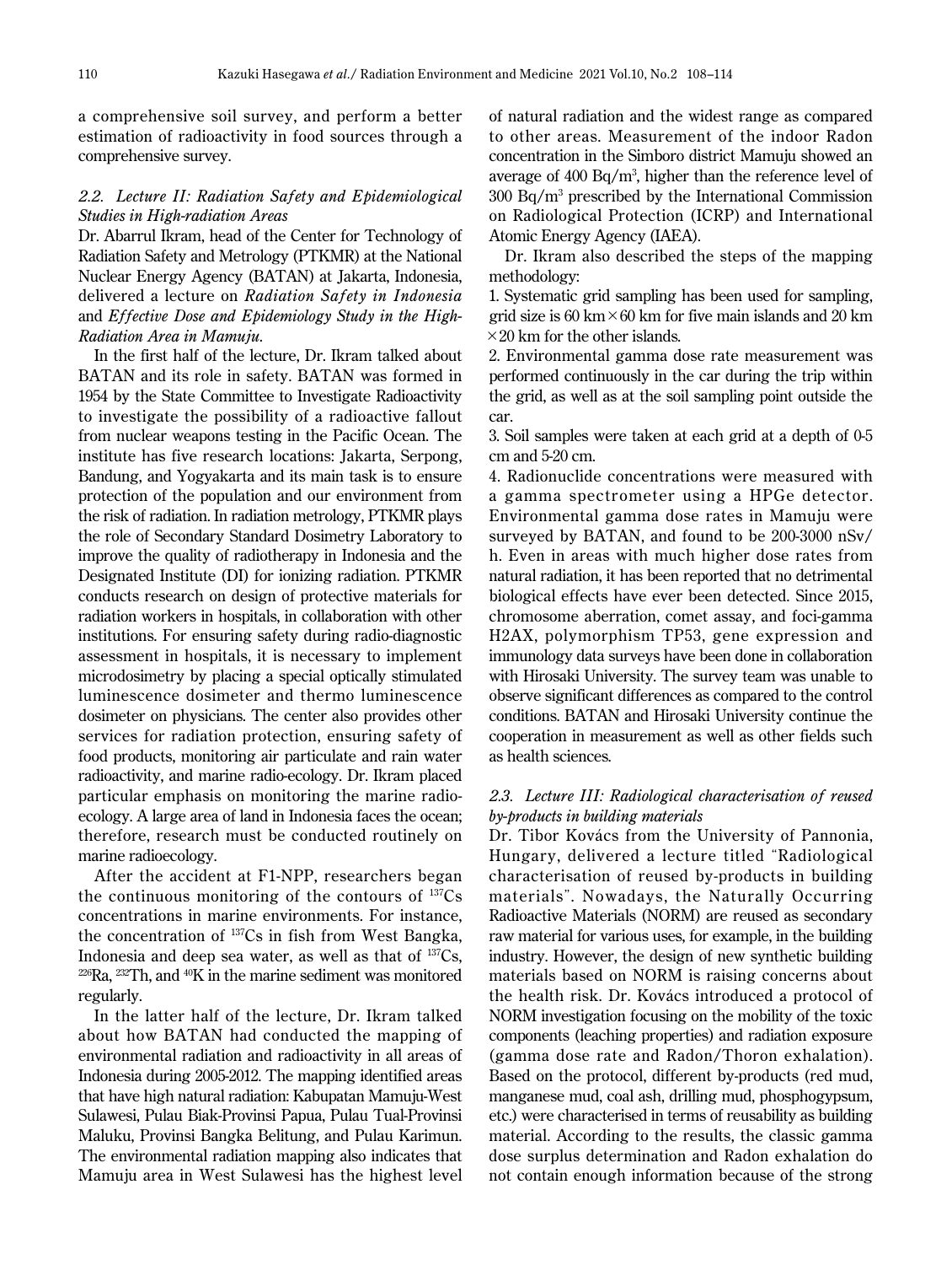a comprehensive soil survey, and perform a better estimation of radioactivity in food sources through a comprehensive survey.

### *2.2. Lecture II: Radiation Safety and Epidemiological Studies in High-radiation Areas*

Dr. Abarrul Ikram, head of the Center for Technology of Radiation Safety and Metrology (PTKMR) at the National Nuclear Energy Agency (BATAN) at Jakarta, Indonesia, delivered a lecture on *Radiation Safety in Indonesia* and *Effective Dose and Epidemiology Study in the High-Radiation Area in Mamuju*.

In the first half of the lecture, Dr. Ikram talked about BATAN and its role in safety. BATAN was formed in 1954 by the State Committee to Investigate Radioactivity to investigate the possibility of a radioactive fallout from nuclear weapons testing in the Pacific Ocean. The institute has five research locations: Jakarta, Serpong, Bandung, and Yogyakarta and its main task is to ensure protection of the population and our environment from the risk of radiation. In radiation metrology, PTKMR plays the role of Secondary Standard Dosimetry Laboratory to improve the quality of radiotherapy in Indonesia and the Designated Institute (DI) for ionizing radiation. PTKMR conducts research on design of protective materials for radiation workers in hospitals, in collaboration with other institutions. For ensuring safety during radio-diagnostic assessment in hospitals, it is necessary to implement microdosimetry by placing a special optically stimulated luminescence dosimeter and thermo luminescence dosimeter on physicians. The center also provides other services for radiation protection, ensuring safety of food products, monitoring air particulate and rain water radioactivity, and marine radio-ecology. Dr. Ikram placed particular emphasis on monitoring the marine radio-ecology. A large area of land in Indonesia faces the ocean; therefore, research must be conducted routinely on marine radioecology.

After the accident at F1-NPP, researchers began the continuous monitoring of the contours of $^{137}$Cs concentrations in marine environments. For instance, the concentration of $^{137}$Cs in fish from West Bangka, Indonesia and deep sea water, as well as that of $^{137}$Cs, $^{226}$Ra, $^{232}$Th, and $^{40}$K in the marine sediment was monitored regularly.

In the latter half of the lecture, Dr. Ikram talked about how BATAN had conducted the mapping of environmental radiation and radioactivity in all areas of Indonesia during 2005-2012. The mapping identified areas that have high natural radiation: Kabupatan Mamuju-West Sulawesi, Pulau Biak-Provinsi Papua, Pulau Tual-Provinsi Maluku, Provinsi Bangka Belitung, and Pulau Karimun. The environmental radiation mapping also indicates that Mamuju area in West Sulawesi has the highest level of natural radiation and the widest range as compared to other areas. Measurement of the indoor Radon concentration in the Simboro district Mamuju showed an average of 400 Bq/m$^3$, higher than the reference level of 300 Bq/m$^3$ prescribed by the International Commission on Radiological Protection (ICRP) and International Atomic Energy Agency (IAEA).

Dr. Ikram also described the steps of the mapping methodology:

1. Systematic grid sampling has been used for sampling, grid size is 60 km × 60 km for five main islands and 20 km × 20 km for the other islands.
2. Environmental gamma dose rate measurement was performed continuously in the car during the trip within the grid, as well as at the soil sampling point outside the car.
3. Soil samples were taken at each grid at a depth of 0-5 cm and 5-20 cm.
4. Radionuclide concentrations were measured with a gamma spectrometer using a HPGe detector. Environmental gamma dose rates in Mamuju were surveyed by BATAN, and found to be 200-3000 nSv/h. Even in areas with much higher dose rates from natural radiation, it has been reported that no detrimental biological effects have ever been detected. Since 2015, chromosome aberration, comet assay, and foci-gamma H2AX, polymorphism TP53, gene expression and immunology data surveys have been done in collaboration with Hirosaki University. The survey team was unable to observe significant differences as compared to the control conditions. BATAN and Hirosaki University continue the cooperation in measurement as well as other fields such as health sciences.

### *2.3. Lecture III: Radiological characterisation of reused by-products in building materials*

Dr. Tibor Kovács from the University of Pannonia, Hungary, delivered a lecture titled "Radiological characterisation of reused by-products in building materials". Nowadays, the Naturally Occurring Radioactive Materials (NORM) are reused as secondary raw material for various uses, for example, in the building industry. However, the design of new synthetic building materials based on NORM is raising concerns about the health risk. Dr. Kovács introduced a protocol of NORM investigation focusing on the mobility of the toxic components (leaching properties) and radiation exposure (gamma dose rate and Radon/Thoron exhalation). Based on the protocol, different by-products (red mud, manganese mud, coal ash, drilling mud, phosphogypsum, etc.) were characterised in terms of reusability as building material. According to the results, the classic gamma dose surplus determination and Radon exhalation do not contain enough information because of the strong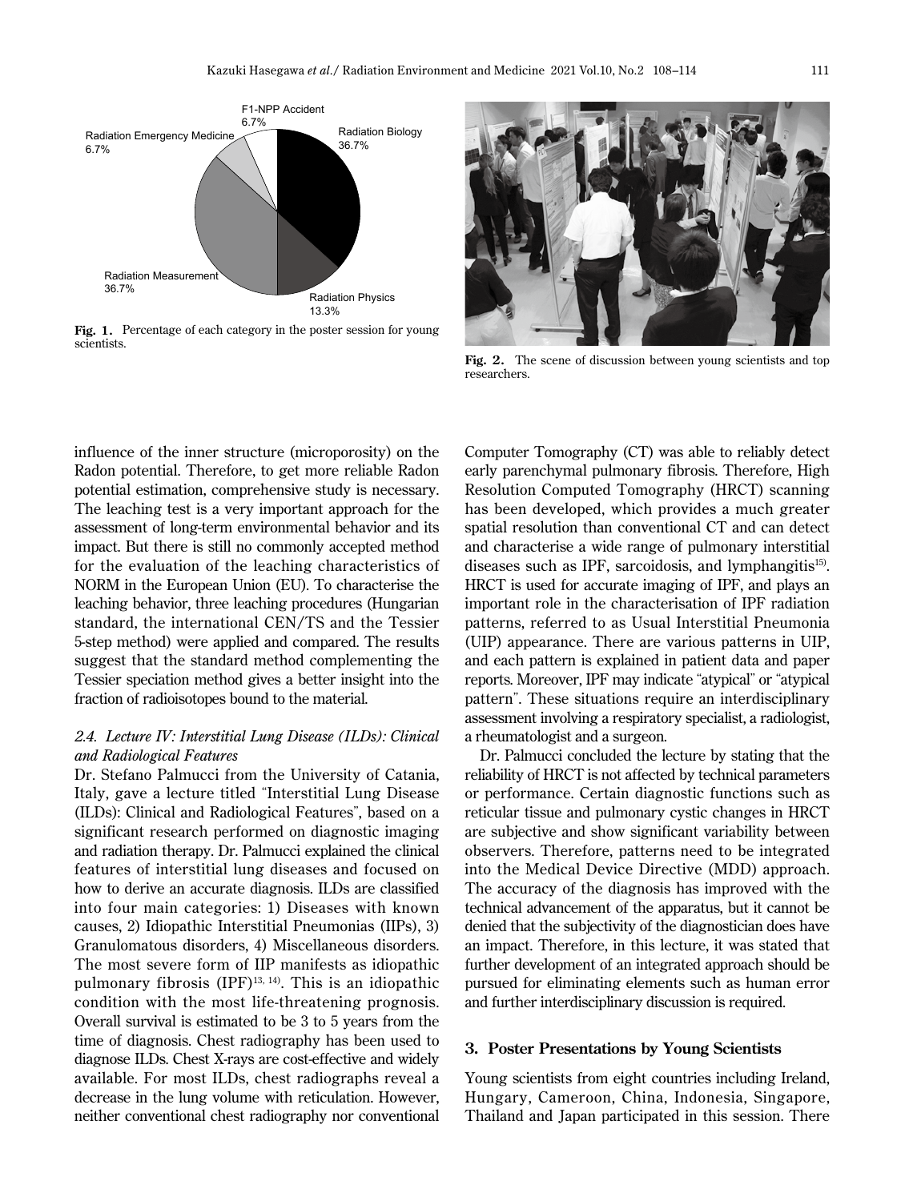Fig. 1. Percentage of each category in the poster session for young scientists.

Fig. 2. The scene of discussion between young scientists and top researchers.

influence of the inner structure (microporosity) on the Radon potential. Therefore, to get more reliable Radon potential estimation, comprehensive study is necessary. The leaching test is a very important approach for the assessment of long-term environmental behavior and its impact. But there is still no commonly accepted method for the evaluation of the leaching characteristics of NORM in the European Union (EU). To characterise the leaching behavior, three leaching procedures (Hungarian standard, the international CEN/TS and the Tessier 5-step method) were applied and compared. The results suggest that the standard method complementing the Tessier speciation method gives a better insight into the fraction of radioisotopes bound to the material.

### *2.4. Lecture IV: Interstitial Lung Disease (ILDs): Clinical and Radiological Features*

Dr. Stefano Palmucci from the University of Catania, Italy, gave a lecture titled "Interstitial Lung Disease (ILDs): Clinical and Radiological Features", based on a significant research performed on diagnostic imaging and radiation therapy. Dr. Palmucci explained the clinical features of interstitial lung diseases and focused on how to derive an accurate diagnosis. ILDs are classified into four main categories: 1) Diseases with known causes, 2) Idiopathic Interstitial Pneumonias (IIPs), 3) Granulomatous disorders, 4) Miscellaneous disorders. The most severe form of IIP manifests as idiopathic pulmonary fibrosis (IPF)[13, 14]. This is an idiopathic condition with the most life-threatening prognosis. Overall survival is estimated to be 3 to 5 years from the time of diagnosis. Chest radiography has been used to diagnose ILDs. Chest X-rays are cost-effective and widely available. For most ILDs, chest radiographs reveal a decrease in the lung volume with reticulation. However, neither conventional chest radiography nor conventional Computer Tomography (CT) was able to reliably detect early parenchymal pulmonary fibrosis. Therefore, High Resolution Computed Tomography (HRCT) scanning has been developed, which provides a much greater spatial resolution than conventional CT and can detect and characterise a wide range of pulmonary interstitial diseases such as IPF, sarcoidosis, and lymphangitis[15]. HRCT is used for accurate imaging of IPF, and plays an important role in the characterisation of IPF radiation patterns, referred to as Usual Interstitial Pneumonia (UIP) appearance. There are various patterns in UIP, and each pattern is explained in patient data and paper reports. Moreover, IPF may indicate "atypical" or "atypical pattern". These situations require an interdisciplinary assessment involving a respiratory specialist, a radiologist, a rheumatologist and a surgeon.

Dr. Palmucci concluded the lecture by stating that the reliability of HRCT is not affected by technical parameters or performance. Certain diagnostic functions such as reticular tissue and pulmonary cystic changes in HRCT are subjective and show significant variability between observers. Therefore, patterns need to be integrated into the Medical Device Directive (MDD) approach. The accuracy of the diagnosis has improved with the technical advancement of the apparatus, but it cannot be denied that the subjectivity of the diagnostician does have an impact. Therefore, in this lecture, it was stated that further development of an integrated approach should be pursued for eliminating elements such as human error and further interdisciplinary discussion is required.

## 3. Poster Presentations by Young Scientists

Young scientists from eight countries including Ireland, Hungary, Cameroon, China, Indonesia, Singapore, Thailand and Japan participated in this session. There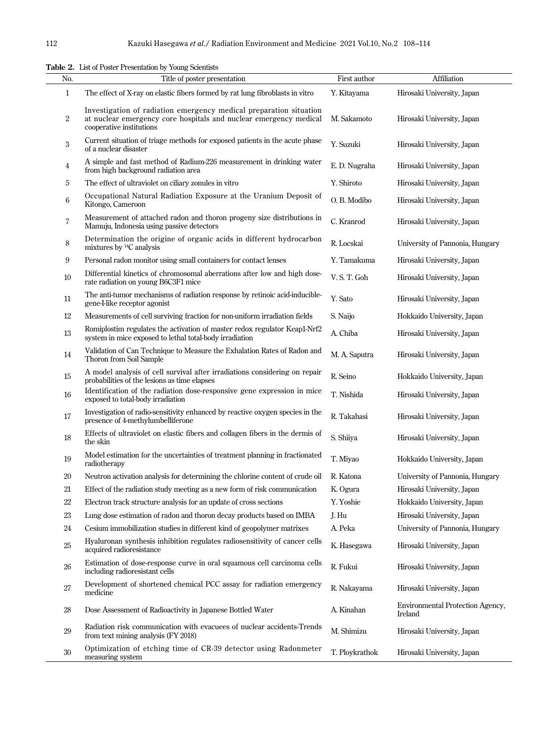**Table 2.** List of Poster Presentation by Young Scientists

| No. | Title of poster presentation | First author | Affiliation |
|---|---|---|---|
| 1 | The effect of X-ray on elastic fibers formed by rat lung fibroblasts in vitro | Y. Kitayama | Hirosaki University, Japan |
| 2 | Investigation of radiation emergency medical preparation situation at nuclear emergency core hospitals and nuclear emergency medical cooperative institutions | M. Sakamoto | Hirosaki University, Japan |
| 3 | Current situation of triage methods for exposed patients in the acute phase of a nuclear disaster | Y. Suzuki | Hirosaki University, Japan |
| 4 | A simple and fast method of Radium-226 measurement in drinking water from high background radiation area | E. D. Nugraha | Hirosaki University, Japan |
| 5 | The effect of ultraviolet on ciliary zonules in vitro | Y. Shiroto | Hirosaki University, Japan |
| 6 | Occupational Natural Radiation Exposure at the Uranium Deposit of Kitongo, Cameroon | O. B. Modibo | Hirosaki University, Japan |
| 7 | Measurement of attached radon and thoron progeny size distributions in Mamuju, Indonesia using passive detectors | C. Kranrod | Hirosaki University, Japan |
| 8 | Determination the origine of organic acids in different hydrocarbon mixtures by $^{14}C$ analysis | R. Locskai | University of Pannonia, Hungary |
| 9 | Personal radon monitor using small containers for contact lenses | Y. Tamakuma | Hirosaki University, Japan |
| 10 | Differential kinetics of chromosomal aberrations after low and high dose-rate radiation on young B6C3F1 mice | V. S. T. Goh | Hirosaki University, Japan |
| 11 | The anti-tumor mechanisms of radiation response by retinoic acid-inducible-gene-I-like receptor agonist | Y. Sato | Hirosaki University, Japan |
| 12 | Measurements of cell surviving fraction for non-uniform irradiation fields | S. Naijo | Hokkaido University, Japan |
| 13 | Romiplostim regulates the activation of master redox regulator Keap1-Nrf2 system in mice exposed to lethal total-body irradiation | A. Chiba | Hirosaki University, Japan |
| 14 | Validation of Can Technique to Measure the Exhalation Rates of Radon and Thoron from Soil Sample | M. A. Saputra | Hirosaki University, Japan |
| 15 | A model analysis of cell survival after irradiations considering on repair probabilities of the lesions as time elapses | R. Seino | Hokkaido University, Japan |
| 16 | Identification of the radiation dose-responsive gene expression in mice exposed to total-body irradiation | T. Nishida | Hirosaki University, Japan |
| 17 | Investigation of radio-sensitivity enhanced by reactive oxygen species in the presence of 4-methylumbelliferone | R. Takahasi | Hirosaki University, Japan |
| 18 | Effects of ultraviolet on elastic fibers and collagen fibers in the dermis of the skin | S. Shiiya | Hirosaki University, Japan |
| 19 | Model estimation for the uncertainties of treatment planning in fractionated radiotherapy | T. Miyao | Hokkaido University, Japan |
| 20 | Neutron activation analysis for determining the chlorine content of crude oil | R. Katona | University of Pannonia, Hungary |
| 21 | Effect of the radiation study meeting as a new form of risk communication | K. Ogura | Hirosaki University, Japan |
| 22 | Electron track structure analysis for an update of cross sections | Y. Yoshie | Hokkaido University, Japan |
| 23 | Lung dose estimation of radon and thoron decay products based on IMBA | J. Hu | Hirosaki University, Japan |
| 24 | Cesium immobilization studies in different kind of geopolymer matrixes | A. Peka | University of Pannonia, Hungary |
| 25 | Hyaluronan synthesis inhibition regulates radiosensitivity of cancer cells acquired radioresistance | K. Hasegawa | Hirosaki University, Japan |
| 26 | Estimation of dose-response curve in oral squamous cell carcinoma cells including radioresistant cells | R. Fukui | Hirosaki University, Japan |
| 27 | Development of shortened chemical PCC assay for radiation emergency medicine | R. Nakayama | Hirosaki University, Japan |
| 28 | Dose Assessment of Radioactivity in Japanese Bottled Water | A. Kinahan | Environmental Protection Agency, Ireland |
| 29 | Radiation risk communication with evacuees of nuclear accidents-Trends from text mining analysis (FY 2018) | M. Shimizu | Hirosaki University, Japan |
| 30 | Optimization of etching time of CR-39 detector using Radonmeter measuring system | T. Ploykrathok | Hirosaki University, Japan |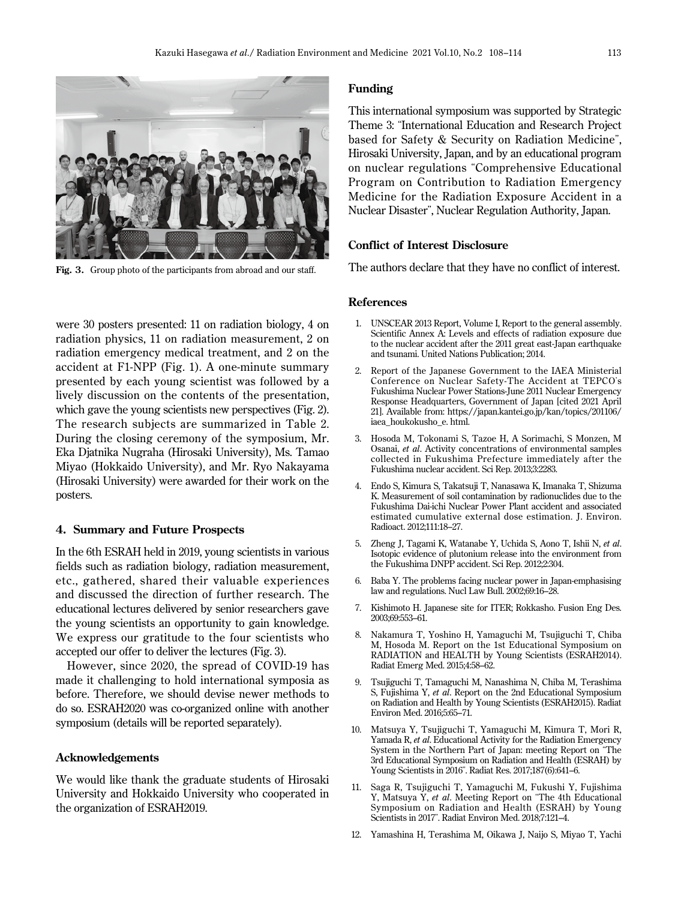Fig. 3. Group photo of the participants from abroad and our staff.

were 30 posters presented: 11 on radiation biology, 4 on radiation physics, 11 on radiation measurement, 2 on radiation emergency medical treatment, and 2 on the accident at F1-NPP (Fig. 1). A one-minute summary presented by each young scientist was followed by a lively discussion on the contents of the presentation, which gave the young scientists new perspectives (Fig. 2). The research subjects are summarized in Table 2. During the closing ceremony of the symposium, Mr. Eka Djatnika Nugraha (Hirosaki University), Ms. Tamao Miyao (Hokkaido University), and Mr. Ryo Nakayama (Hirosaki University) were awarded for their work on the posters.

## 4. Summary and Future Prospects

In the 6th ESRAH held in 2019, young scientists in various fields such as radiation biology, radiation measurement, etc., gathered, shared their valuable experiences and discussed the direction of further research. The educational lectures delivered by senior researchers gave the young scientists an opportunity to gain knowledge. We express our gratitude to the four scientists who accepted our offer to deliver the lectures (Fig. 3).

However, since 2020, the spread of COVID-19 has made it challenging to hold international symposia as before. Therefore, we should devise newer methods to do so. ESRAH2020 was co-organized online with another symposium (details will be reported separately).

### Acknowledgements

We would like thank the graduate students of Hirosaki University and Hokkaido University who cooperated in the organization of ESRAH2019.

### Funding

This international symposium was supported by Strategic Theme 3: "International Education and Research Project based for Safety & Security on Radiation Medicine", Hirosaki University, Japan, and by an educational program on nuclear regulations "Comprehensive Educational Program on Contribution to Radiation Emergency Medicine for the Radiation Exposure Accident in a Nuclear Disaster", Nuclear Regulation Authority, Japan.

### Conflict of Interest Disclosure

The authors declare that they have no conflict of interest.

### References

1. UNSCEAR 2013 Report, Volume I, Report to the general assembly. Scientific Annex A: Levels and effects of radiation exposure due to the nuclear accident after the 2011 great east-Japan earthquake and tsunami. United Nations Publication; 2014.
2. Report of the Japanese Government to the IAEA Ministerial Conference on Nuclear Safety-The Accident at TEPCO's Fukushima Nuclear Power Stations-June 2011 Nuclear Emergency Response Headquarters, Government of Japan [cited 2021 April 21]. Available from: https://japan.kantei.go.jp/kan/topics/201106/iaea_houkokusho_e. html.
3. Hosoda M, Tokonami S, Tazoe H, A Sorimachi, S Monzen, M Osanai, *et al*. Activity concentrations of environmental samples collected in Fukushima Prefecture immediately after the Fukushima nuclear accident. Sci Rep. 2013;3:2283.
4. Endo S, Kimura S, Takatsuji T, Nanasawa K, Imanaka T, Shizuma K. Measurement of soil contamination by radionuclides due to the Fukushima Dai-ichi Nuclear Power Plant accident and associated estimated cumulative external dose estimation. J. Environ. Radioact. 2012;111:18–27.
5. Zheng J, Tagami K, Watanabe Y, Uchida S, Aono T, Ishii N, *et al*. Isotopic evidence of plutonium release into the environment from the Fukushima DNPP accident. Sci Rep. 2012;2:304.
6. Baba Y. The problems facing nuclear power in Japan-emphasising law and regulations. Nucl Law Bull. 2002;69:16–28.
7. Kishimoto H. Japanese site for ITER; Rokkasho. Fusion Eng Des. 2003;69:553–61.
8. Nakamura T, Yoshino H, Yamaguchi M, Tsujiguchi T, Chiba M, Hosoda M. Report on the 1st Educational Symposium on RADIATION and HEALTH by Young Scientists (ESRAH2014). Radiat Emerg Med. 2015;4:58–62.
9. Tsujiguchi T, Tamaguchi M, Nanashima N, Chiba M, Terashima S, Fujishima Y, *et al*. Report on the 2nd Educational Symposium on Radiation and Health by Young Scientists (ESRAH2015). Radiat Environ Med. 2016;5:65–71.
10. Matsuya Y, Tsujiguchi T, Yamaguchi M, Kimura T, Mori R, Yamada R, *et al*. Educational Activity for the Radiation Emergency System in the Northern Part of Japan: meeting Report on "The 3rd Educational Symposium on Radiation and Health (ESRAH) by Young Scientists in 2016". Radiat Res. 2017;187(6):641–6.
11. Saga R, Tsujiguchi T, Yamaguchi M, Fukushi Y, Fujishima Y, Matsuya Y, *et al*. Meeting Report on "The 4th Educational Symposium on Radiation and Health (ESRAH) by Young Scientists in 2017". Radiat Environ Med. 2018;7:121–4.
12. Yamashina H, Terashima M, Oikawa J, Naijo S, Miyao T, Yachi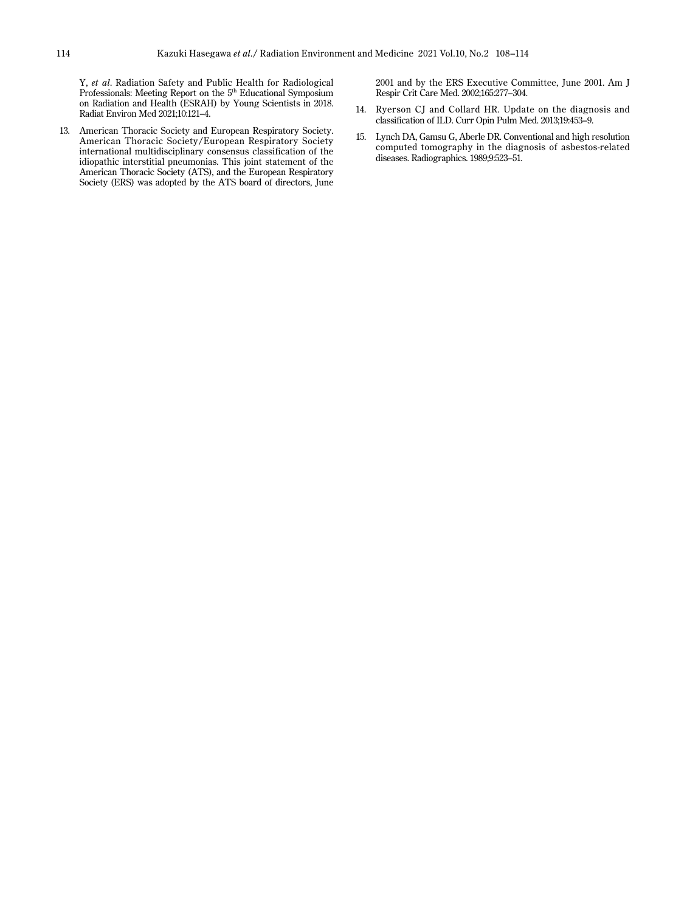Y, *et al*. Radiation Safety and Public Health for Radiological Professionals: Meeting Report on the 5th Educational Symposium on Radiation and Health (ESRAH) by Young Scientists in 2018. Radiat Environ Med 2021;10:121–4.

13. American Thoracic Society and European Respiratory Society. American Thoracic Society/European Respiratory Society international multidisciplinary consensus classification of the idiopathic interstitial pneumonias. This joint statement of the American Thoracic Society (ATS), and the European Respiratory Society (ERS) was adopted by the ATS board of directors, June 2001 and by the ERS Executive Committee, June 2001. Am J Respir Crit Care Med. 2002;165:277–304.
14. Ryerson CJ and Collard HR. Update on the diagnosis and classification of ILD. Curr Opin Pulm Med. 2013;19:453–9.
15. Lynch DA, Gamsu G, Aberle DR. Conventional and high resolution computed tomography in the diagnosis of asbestos-related diseases. Radiographics. 1989;9:523–51.